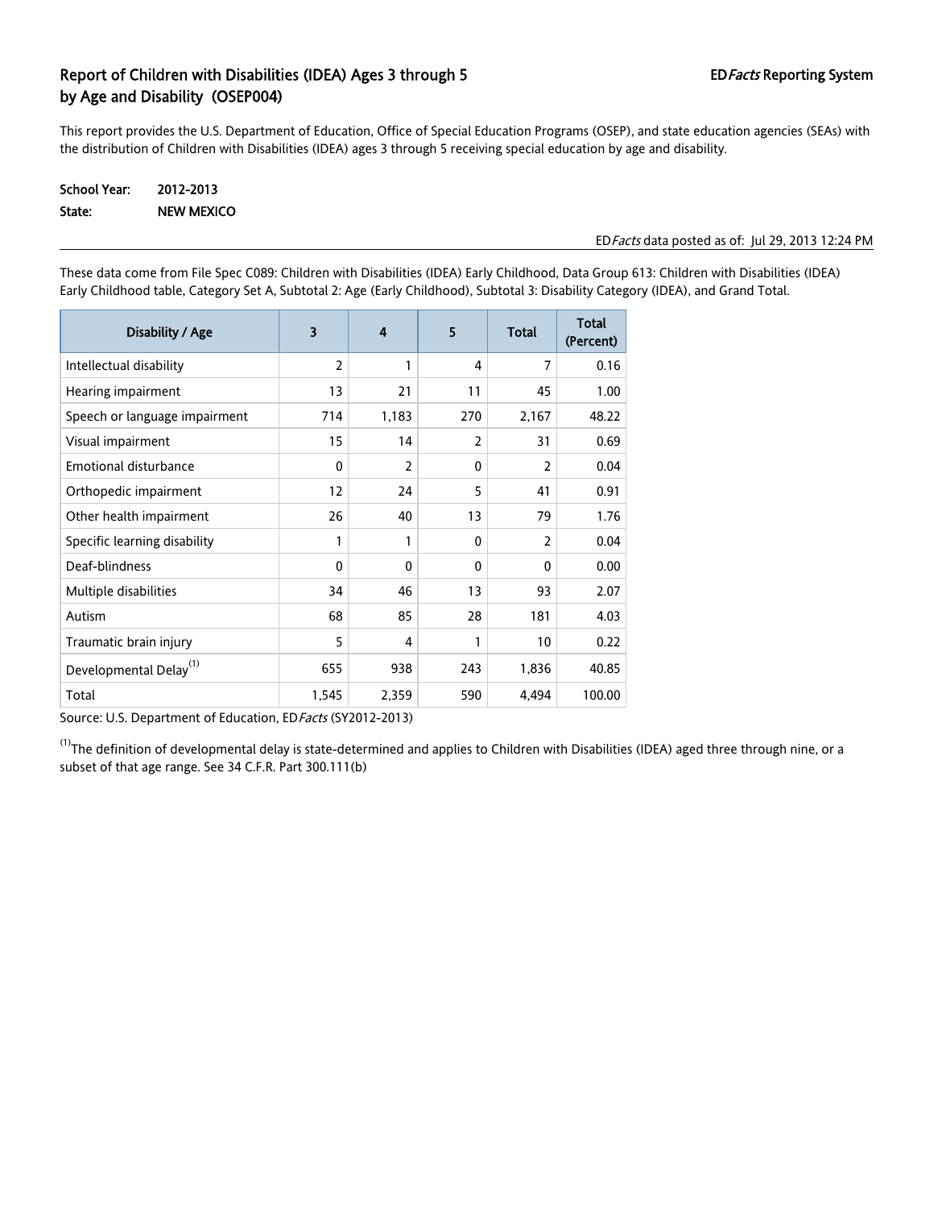# Report of Children with Disabilities (IDEA) Ages 3 through 5 by Age and Disability (OSEP004)

EDFacts Reporting System

This report provides the U.S. Department of Education, Office of Special Education Programs (OSEP), and state education agencies (SEAs) with the distribution of Children with Disabilities (IDEA) ages 3 through 5 receiving special education by age and disability.

**School Year:** 2012-2013
**State:** NEW MEXICO

EDFacts data posted as of: Jul 29, 2013 12:24 PM

These data come from File Spec C089: Children with Disabilities (IDEA) Early Childhood, Data Group 613: Children with Disabilities (IDEA) Early Childhood table, Category Set A, Subtotal 2: Age (Early Childhood), Subtotal 3: Disability Category (IDEA), and Grand Total.

| Disability / Age | 3 | 4 | 5 | Total | Total (Percent) |
|---|---|---|---|---|---|
| Intellectual disability | 2 | 1 | 4 | 7 | 0.16 |
| Hearing impairment | 13 | 21 | 11 | 45 | 1.00 |
| Speech or language impairment | 714 | 1,183 | 270 | 2,167 | 48.22 |
| Visual impairment | 15 | 14 | 2 | 31 | 0.69 |
| Emotional disturbance | 0 | 2 | 0 | 2 | 0.04 |
| Orthopedic impairment | 12 | 24 | 5 | 41 | 0.91 |
| Other health impairment | 26 | 40 | 13 | 79 | 1.76 |
| Specific learning disability | 1 | 1 | 0 | 2 | 0.04 |
| Deaf-blindness | 0 | 0 | 0 | 0 | 0.00 |
| Multiple disabilities | 34 | 46 | 13 | 93 | 2.07 |
| Autism | 68 | 85 | 28 | 181 | 4.03 |
| Traumatic brain injury | 5 | 4 | 1 | 10 | 0.22 |
| Developmental Delay[1] | 655 | 938 | 243 | 1,836 | 40.85 |
| Total | 1,545 | 2,359 | 590 | 4,494 | 100.00 |

Source: U.S. Department of Education, EDFacts (SY2012-2013)

[1] The definition of developmental delay is state-determined and applies to Children with Disabilities (IDEA) aged three through nine, or a subset of that age range. See 34 C.F.R. Part 300.111(b)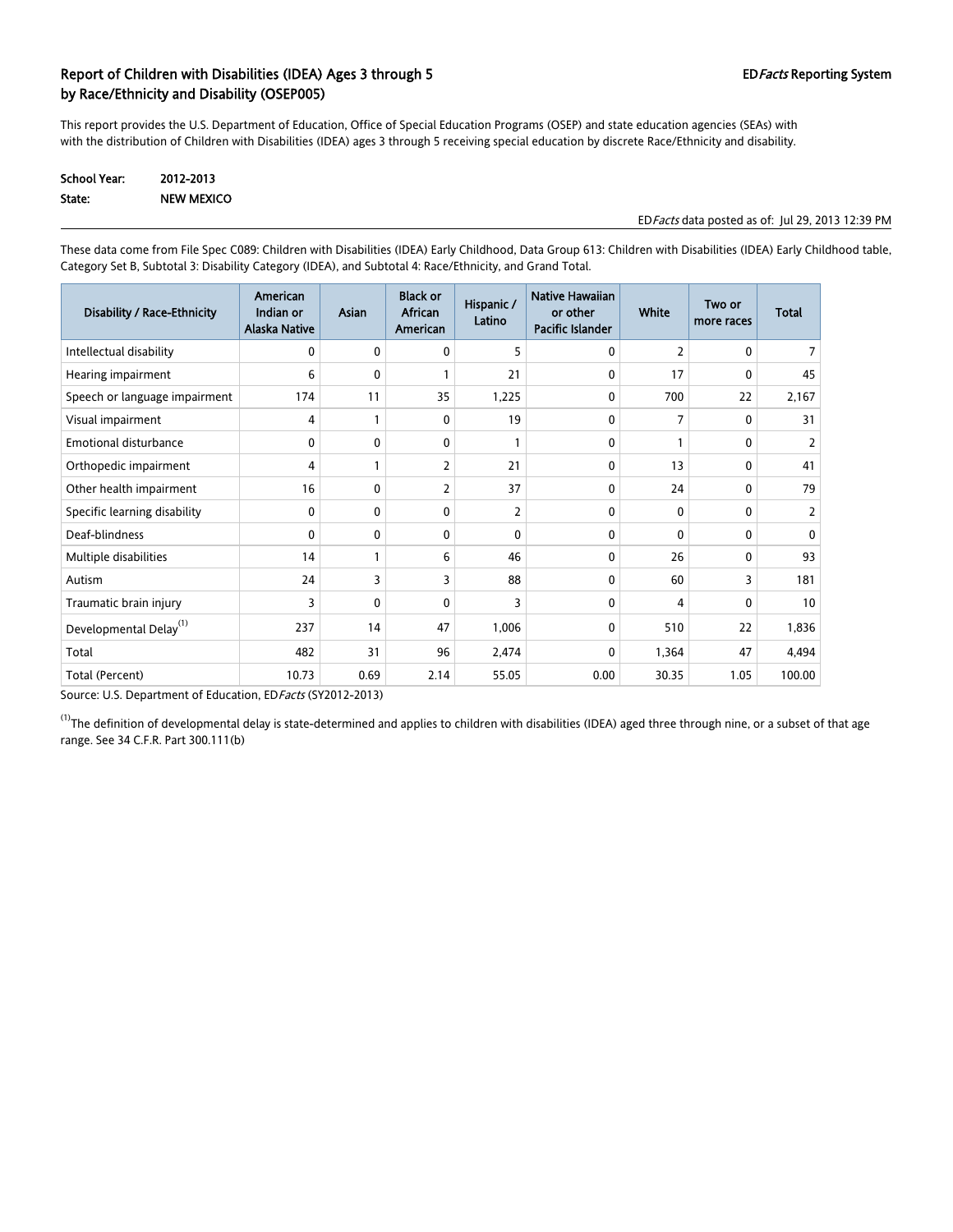## Report of Children with Disabilities (IDEA) Ages 3 through 5 by Race/Ethnicity and Disability (OSEP005)

ED*Facts* Reporting System

This report provides the U.S. Department of Education, Office of Special Education Programs (OSEP) and state education agencies (SEAs) with with the distribution of Children with Disabilities (IDEA) ages 3 through 5 receiving special education by discrete Race/Ethnicity and disability.

**School Year:** 2012-2013
**State:** NEW MEXICO

ED*Facts* data posted as of: Jul 29, 2013 12:39 PM

These data come from File Spec C089: Children with Disabilities (IDEA) Early Childhood, Data Group 613: Children with Disabilities (IDEA) Early Childhood table, Category Set B, Subtotal 3: Disability Category (IDEA), and Subtotal 4: Race/Ethnicity, and Grand Total.

| Disability / Race-Ethnicity | American Indian or Alaska Native | Asian | Black or African American | Hispanic / Latino | Native Hawaiian or other Pacific Islander | White | Two or more races | Total |
|---|---|---|---|---|---|---|---|---|
| Intellectual disability | 0 | 0 | 0 | 5 | 0 | 2 | 0 | 7 |
| Hearing impairment | 6 | 0 | 1 | 21 | 0 | 17 | 0 | 45 |
| Speech or language impairment | 174 | 11 | 35 | 1,225 | 0 | 700 | 22 | 2,167 |
| Visual impairment | 4 | 1 | 0 | 19 | 0 | 7 | 0 | 31 |
| Emotional disturbance | 0 | 0 | 0 | 1 | 0 | 1 | 0 | 2 |
| Orthopedic impairment | 4 | 1 | 2 | 21 | 0 | 13 | 0 | 41 |
| Other health impairment | 16 | 0 | 2 | 37 | 0 | 24 | 0 | 79 |
| Specific learning disability | 0 | 0 | 0 | 2 | 0 | 0 | 0 | 2 |
| Deaf-blindness | 0 | 0 | 0 | 0 | 0 | 0 | 0 | 0 |
| Multiple disabilities | 14 | 1 | 6 | 46 | 0 | 26 | 0 | 93 |
| Autism | 24 | 3 | 3 | 88 | 0 | 60 | 3 | 181 |
| Traumatic brain injury | 3 | 0 | 0 | 3 | 0 | 4 | 0 | 10 |
| Developmental Delay[1] | 237 | 14 | 47 | 1,006 | 0 | 510 | 22 | 1,836 |
| Total | 482 | 31 | 96 | 2,474 | 0 | 1,364 | 47 | 4,494 |
| Total (Percent) | 10.73 | 0.69 | 2.14 | 55.05 | 0.00 | 30.35 | 1.05 | 100.00 |

Source: U.S. Department of Education, ED*Facts* (SY2012-2013)

[1] The definition of developmental delay is state-determined and applies to children with disabilities (IDEA) aged three through nine, or a subset of that age range. See 34 C.F.R. Part 300.111(b)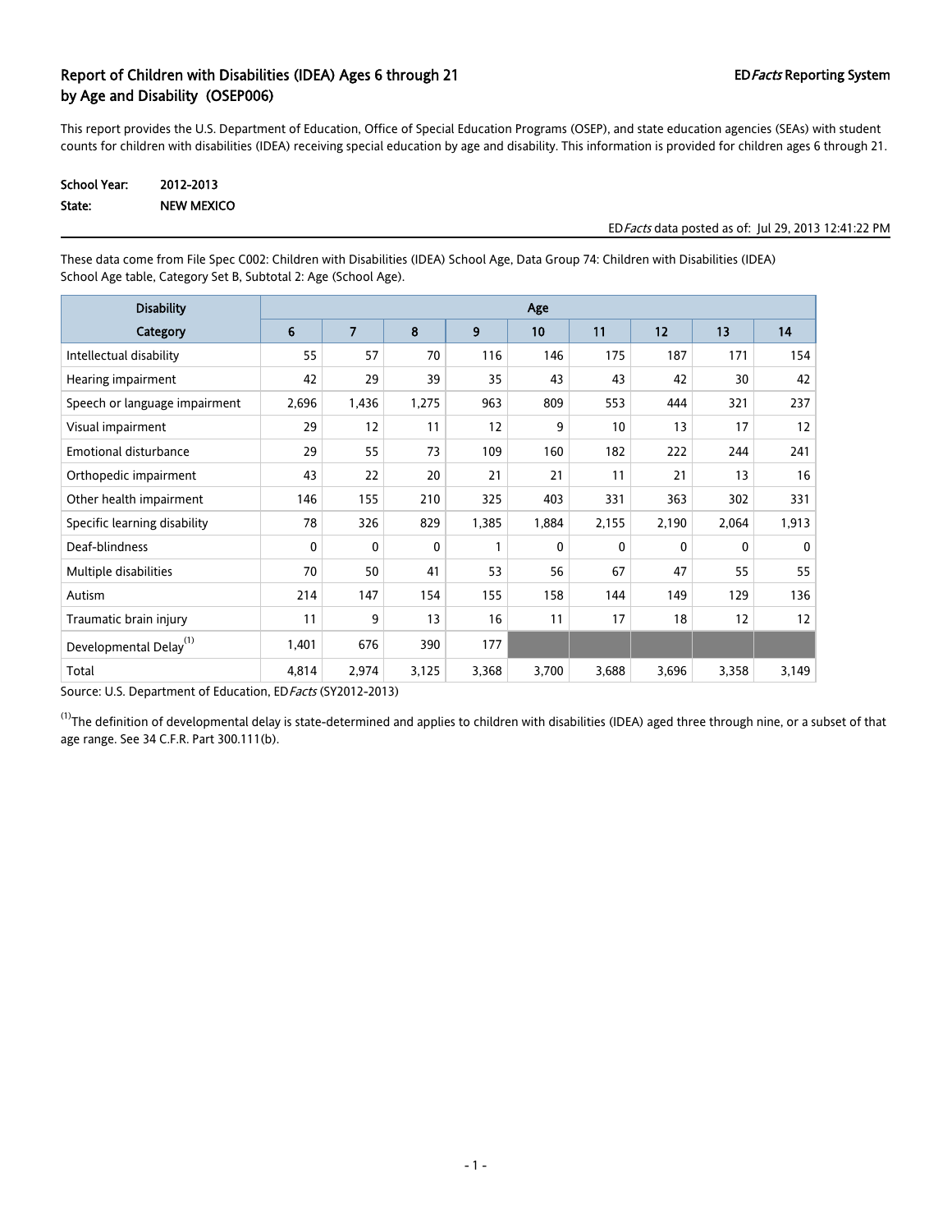## Report of Children with Disabilities (IDEA) Ages 6 through 21 by Age and Disability (OSEP006)

EDFacts Reporting System

This report provides the U.S. Department of Education, Office of Special Education Programs (OSEP), and state education agencies (SEAs) with student counts for children with disabilities (IDEA) receiving special education by age and disability. This information is provided for children ages 6 through 21.

**School Year:** 2012-2013
**State:** NEW MEXICO

EDFacts data posted as of: Jul 29, 2013 12:41:22 PM

These data come from File Spec C002: Children with Disabilities (IDEA) School Age, Data Group 74: Children with Disabilities (IDEA) School Age table, Category Set B, Subtotal 2: Age (School Age).

| Disability | Age | | | | | | | | |
|---|---|---|---|---|---|---|---|---|---|
| Category | 6 | 7 | 8 | 9 | 10 | 11 | 12 | 13 | 14 |
| Intellectual disability | 55 | 57 | 70 | 116 | 146 | 175 | 187 | 171 | 154 |
| Hearing impairment | 42 | 29 | 39 | 35 | 43 | 43 | 42 | 30 | 42 |
| Speech or language impairment | 2,696 | 1,436 | 1,275 | 963 | 809 | 553 | 444 | 321 | 237 |
| Visual impairment | 29 | 12 | 11 | 12 | 9 | 10 | 13 | 17 | 12 |
| Emotional disturbance | 29 | 55 | 73 | 109 | 160 | 182 | 222 | 244 | 241 |
| Orthopedic impairment | 43 | 22 | 20 | 21 | 21 | 11 | 21 | 13 | 16 |
| Other health impairment | 146 | 155 | 210 | 325 | 403 | 331 | 363 | 302 | 331 |
| Specific learning disability | 78 | 326 | 829 | 1,385 | 1,884 | 2,155 | 2,190 | 2,064 | 1,913 |
| Deaf-blindness | 0 | 0 | 0 | 1 | 0 | 0 | 0 | 0 | 0 |
| Multiple disabilities | 70 | 50 | 41 | 53 | 56 | 67 | 47 | 55 | 55 |
| Autism | 214 | 147 | 154 | 155 | 158 | 144 | 149 | 129 | 136 |
| Traumatic brain injury | 11 | 9 | 13 | 16 | 11 | 17 | 18 | 12 | 12 |
| Developmental Delay[(1)] | 1,401 | 676 | 390 | 177 | | | | | |
| Total | 4,814 | 2,974 | 3,125 | 3,368 | 3,700 | 3,688 | 3,696 | 3,358 | 3,149 |

Source: U.S. Department of Education, EDFacts (SY2012-2013)

[(1)]The definition of developmental delay is state-determined and applies to children with disabilities (IDEA) aged three through nine, or a subset of that age range. See 34 C.F.R. Part 300.111(b).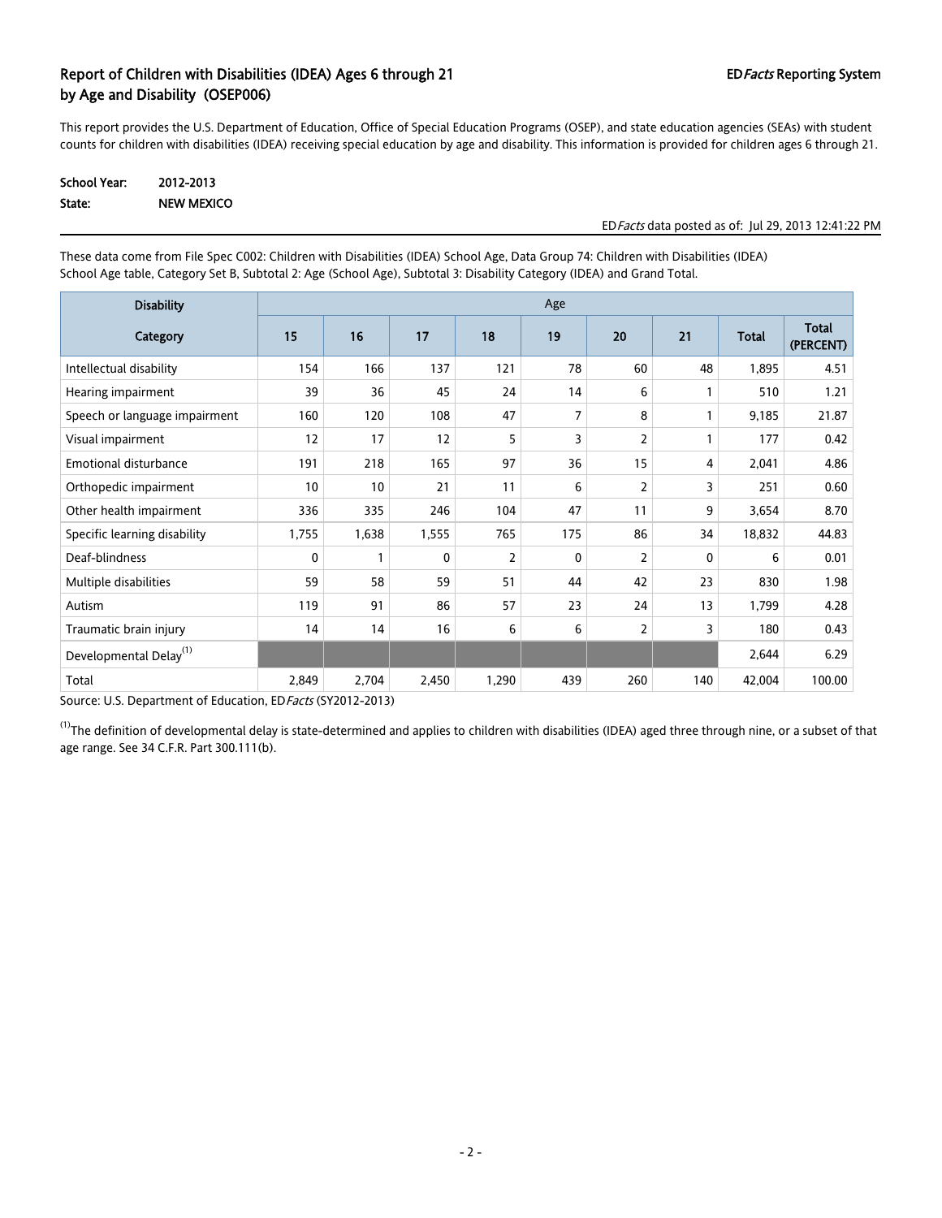## Report of Children with Disabilities (IDEA) Ages 6 through 21 by Age and Disability (OSEP006)

**EDFacts Reporting System**

This report provides the U.S. Department of Education, Office of Special Education Programs (OSEP), and state education agencies (SEAs) with student counts for children with disabilities (IDEA) receiving special education by age and disability. This information is provided for children ages 6 through 21.

**School Year:** 2012-2013
**State:** NEW MEXICO

EDFacts data posted as of: Jul 29, 2013 12:41:22 PM

These data come from File Spec C002: Children with Disabilities (IDEA) School Age, Data Group 74: Children with Disabilities (IDEA) School Age table, Category Set B, Subtotal 2: Age (School Age), Subtotal 3: Disability Category (IDEA) and Grand Total.

| Disability Category | Age 15 | 16 | 17 | 18 | 19 | 20 | 21 | Total | Total (PERCENT) |
|---|---|---|---|---|---|---|---|---|---|
| Intellectual disability | 154 | 166 | 137 | 121 | 78 | 60 | 48 | 1,895 | 4.51 |
| Hearing impairment | 39 | 36 | 45 | 24 | 14 | 6 | 1 | 510 | 1.21 |
| Speech or language impairment | 160 | 120 | 108 | 47 | 7 | 8 | 1 | 9,185 | 21.87 |
| Visual impairment | 12 | 17 | 12 | 5 | 3 | 2 | 1 | 177 | 0.42 |
| Emotional disturbance | 191 | 218 | 165 | 97 | 36 | 15 | 4 | 2,041 | 4.86 |
| Orthopedic impairment | 10 | 10 | 21 | 11 | 6 | 2 | 3 | 251 | 0.60 |
| Other health impairment | 336 | 335 | 246 | 104 | 47 | 11 | 9 | 3,654 | 8.70 |
| Specific learning disability | 1,755 | 1,638 | 1,555 | 765 | 175 | 86 | 34 | 18,832 | 44.83 |
| Deaf-blindness | 0 | 1 | 0 | 2 | 0 | 2 | 0 | 6 | 0.01 |
| Multiple disabilities | 59 | 58 | 59 | 51 | 44 | 42 | 23 | 830 | 1.98 |
| Autism | 119 | 91 | 86 | 57 | 23 | 24 | 13 | 1,799 | 4.28 |
| Traumatic brain injury | 14 | 14 | 16 | 6 | 6 | 2 | 3 | 180 | 0.43 |
| Developmental Delay[1] | | | | | | | | 2,644 | 6.29 |
| Total | 2,849 | 2,704 | 2,450 | 1,290 | 439 | 260 | 140 | 42,004 | 100.00 |

Source: U.S. Department of Education, EDFacts (SY2012-2013)

[1]The definition of developmental delay is state-determined and applies to children with disabilities (IDEA) aged three through nine, or a subset of that age range. See 34 C.F.R. Part 300.111(b).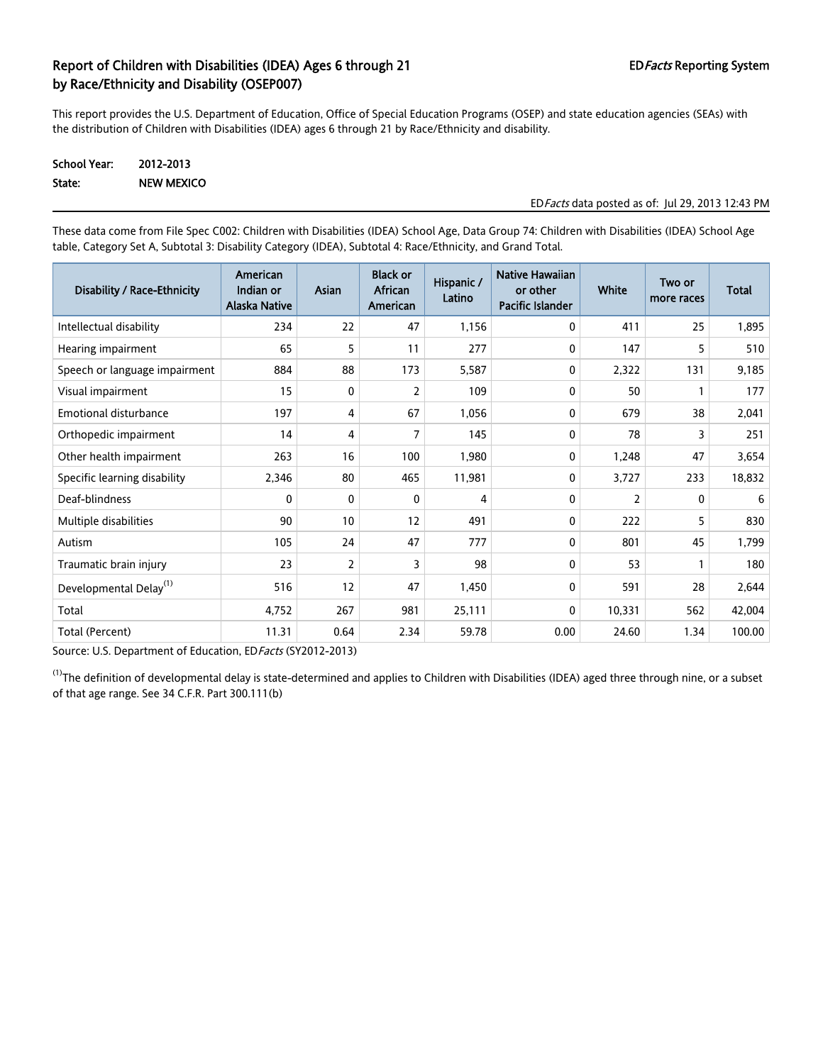## Report of Children with Disabilities (IDEA) Ages 6 through 21 by Race/Ethnicity and Disability (OSEP007)

ED*Facts* Reporting System

This report provides the U.S. Department of Education, Office of Special Education Programs (OSEP) and state education agencies (SEAs) with the distribution of Children with Disabilities (IDEA) ages 6 through 21 by Race/Ethnicity and disability.

**School Year:** 2012-2013

**State:** NEW MEXICO

ED*Facts* data posted as of: Jul 29, 2013 12:43 PM

These data come from File Spec C002: Children with Disabilities (IDEA) School Age, Data Group 74: Children with Disabilities (IDEA) School Age table, Category Set A, Subtotal 3: Disability Category (IDEA), Subtotal 4: Race/Ethnicity, and Grand Total.

| Disability / Race-Ethnicity | American Indian or Alaska Native | Asian | Black or African American | Hispanic / Latino | Native Hawaiian or other Pacific Islander | White | Two or more races | Total |
|---|---|---|---|---|---|---|---|---|
| Intellectual disability | 234 | 22 | 47 | 1,156 | 0 | 411 | 25 | 1,895 |
| Hearing impairment | 65 | 5 | 11 | 277 | 0 | 147 | 5 | 510 |
| Speech or language impairment | 884 | 88 | 173 | 5,587 | 0 | 2,322 | 131 | 9,185 |
| Visual impairment | 15 | 0 | 2 | 109 | 0 | 50 | 1 | 177 |
| Emotional disturbance | 197 | 4 | 67 | 1,056 | 0 | 679 | 38 | 2,041 |
| Orthopedic impairment | 14 | 4 | 7 | 145 | 0 | 78 | 3 | 251 |
| Other health impairment | 263 | 16 | 100 | 1,980 | 0 | 1,248 | 47 | 3,654 |
| Specific learning disability | 2,346 | 80 | 465 | 11,981 | 0 | 3,727 | 233 | 18,832 |
| Deaf-blindness | 0 | 0 | 0 | 4 | 0 | 2 | 0 | 6 |
| Multiple disabilities | 90 | 10 | 12 | 491 | 0 | 222 | 5 | 830 |
| Autism | 105 | 24 | 47 | 777 | 0 | 801 | 45 | 1,799 |
| Traumatic brain injury | 23 | 2 | 3 | 98 | 0 | 53 | 1 | 180 |
| Developmental Delay[(1)] | 516 | 12 | 47 | 1,450 | 0 | 591 | 28 | 2,644 |
| Total | 4,752 | 267 | 981 | 25,111 | 0 | 10,331 | 562 | 42,004 |
| Total (Percent) | 11.31 | 0.64 | 2.34 | 59.78 | 0.00 | 24.60 | 1.34 | 100.00 |

Source: U.S. Department of Education, ED*Facts* (SY2012-2013)

[(1)]The definition of developmental delay is state-determined and applies to Children with Disabilities (IDEA) aged three through nine, or a subset of that age range. See 34 C.F.R. Part 300.111(b)